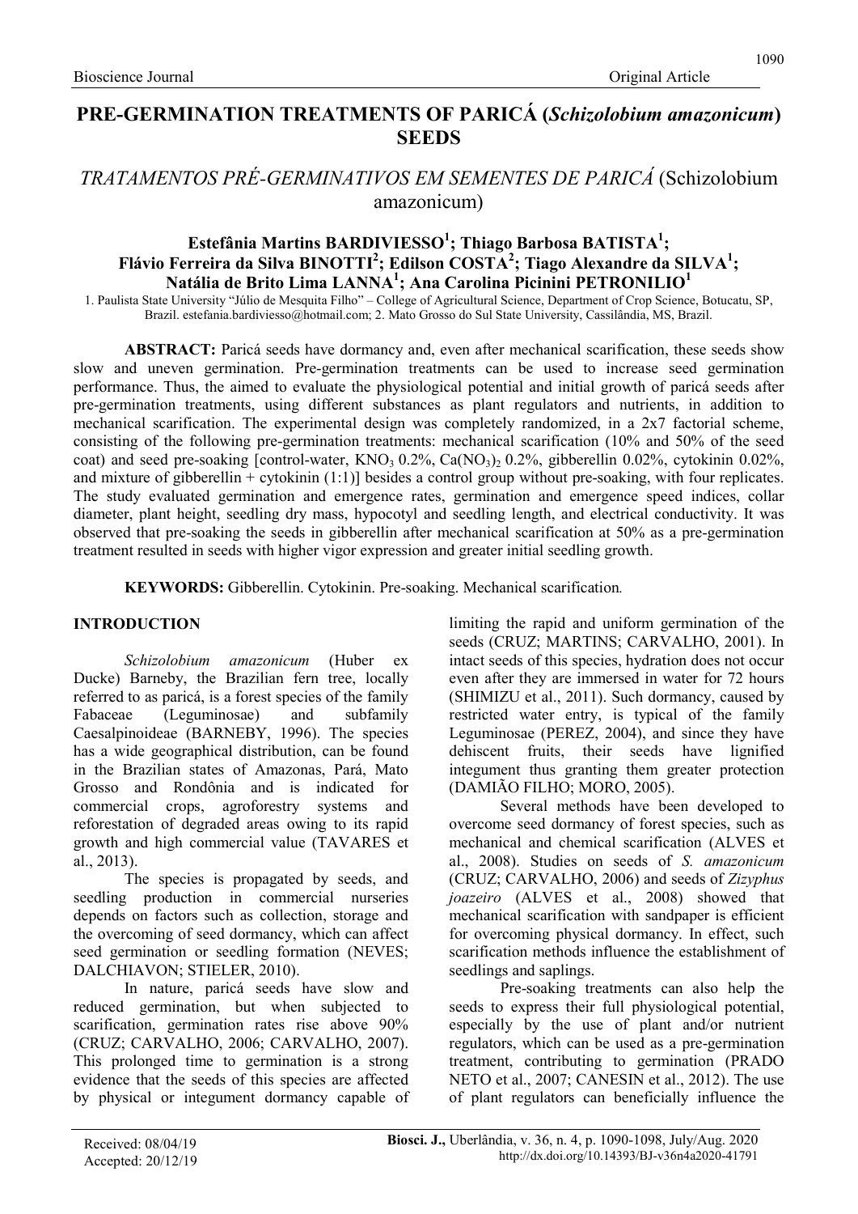# PRE-GERMINATION TREATMENTS OF PARICÁ (*Schizolobium amazonicum*) SEEDS

## *TRATAMENTOS PRÉ-GERMINATIVOS EM SEMENTES DE PARICÁ* (Schizolobium amazonicum)

**Estefânia Martins BARDIVIESSO[1]; Thiago Barbosa BATISTA[1]; Flávio Ferreira da Silva BINOTTI[2]; Edilson COSTA[2]; Tiago Alexandre da SILVA[1]; Natália de Brito Lima LANNA[1]; Ana Carolina Picinini PETRONILIO[1]**

1. Paulista State University "Júlio de Mesquita Filho" – College of Agricultural Science, Department of Crop Science, Botucatu, SP, Brazil. estefania.bardiviesso@hotmail.com; 2. Mato Grosso do Sul State University, Cassilândia, MS, Brazil.

**ABSTRACT:** Paricá seeds have dormancy and, even after mechanical scarification, these seeds show slow and uneven germination. Pre-germination treatments can be used to increase seed germination performance. Thus, the aimed to evaluate the physiological potential and initial growth of paricá seeds after pre-germination treatments, using different substances as plant regulators and nutrients, in addition to mechanical scarification. The experimental design was completely randomized, in a 2x7 factorial scheme, consisting of the following pre-germination treatments: mechanical scarification (10% and 50% of the seed coat) and seed pre-soaking [control-water, $KNO_3$ 0.2%, $Ca(NO_3)_2$ 0.2%, gibberellin 0.02%, cytokinin 0.02%, and mixture of gibberellin + cytokinin (1:1)] besides a control group without pre-soaking, with four replicates. The study evaluated germination and emergence rates, germination and emergence speed indices, collar diameter, plant height, seedling dry mass, hypocotyl and seedling length, and electrical conductivity. It was observed that pre-soaking the seeds in gibberellin after mechanical scarification at 50% as a pre-germination treatment resulted in seeds with higher vigor expression and greater initial seedling growth.

**KEYWORDS:** Gibberellin. Cytokinin. Pre-soaking. Mechanical scarification*.*

## INTRODUCTION

*Schizolobium amazonicum* (Huber ex Ducke) Barneby, the Brazilian fern tree, locally referred to as paricá, is a forest species of the family Fabaceae (Leguminosae) and subfamily Caesalpinoideae (BARNEBY, 1996). The species has a wide geographical distribution, can be found in the Brazilian states of Amazonas, Pará, Mato Grosso and Rondônia and is indicated for commercial crops, agroforestry systems and reforestation of degraded areas owing to its rapid growth and high commercial value (TAVARES et al., 2013).

The species is propagated by seeds, and seedling production in commercial nurseries depends on factors such as collection, storage and the overcoming of seed dormancy, which can affect seed germination or seedling formation (NEVES; DALCHIAVON; STIELER, 2010).

In nature, paricá seeds have slow and reduced germination, but when subjected to scarification, germination rates rise above 90% (CRUZ; CARVALHO, 2006; CARVALHO, 2007). This prolonged time to germination is a strong evidence that the seeds of this species are affected by physical or integument dormancy capable of limiting the rapid and uniform germination of the seeds (CRUZ; MARTINS; CARVALHO, 2001). In intact seeds of this species, hydration does not occur even after they are immersed in water for 72 hours (SHIMIZU et al., 2011). Such dormancy, caused by restricted water entry, is typical of the family Leguminosae (PEREZ, 2004), and since they have dehiscent fruits, their seeds have lignified integument thus granting them greater protection (DAMIÃO FILHO; MORO, 2005).

Several methods have been developed to overcome seed dormancy of forest species, such as mechanical and chemical scarification (ALVES et al., 2008). Studies on seeds of *S. amazonicum* (CRUZ; CARVALHO, 2006) and seeds of *Zizyphus joazeiro* (ALVES et al., 2008) showed that mechanical scarification with sandpaper is efficient for overcoming physical dormancy. In effect, such scarification methods influence the establishment of seedlings and saplings.

Pre-soaking treatments can also help the seeds to express their full physiological potential, especially by the use of plant and/or nutrient regulators, which can be used as a pre-germination treatment, contributing to germination (PRADO NETO et al., 2007; CANESIN et al., 2012). The use of plant regulators can beneficially influence the

Received: 08/04/19
Accepted: 20/12/19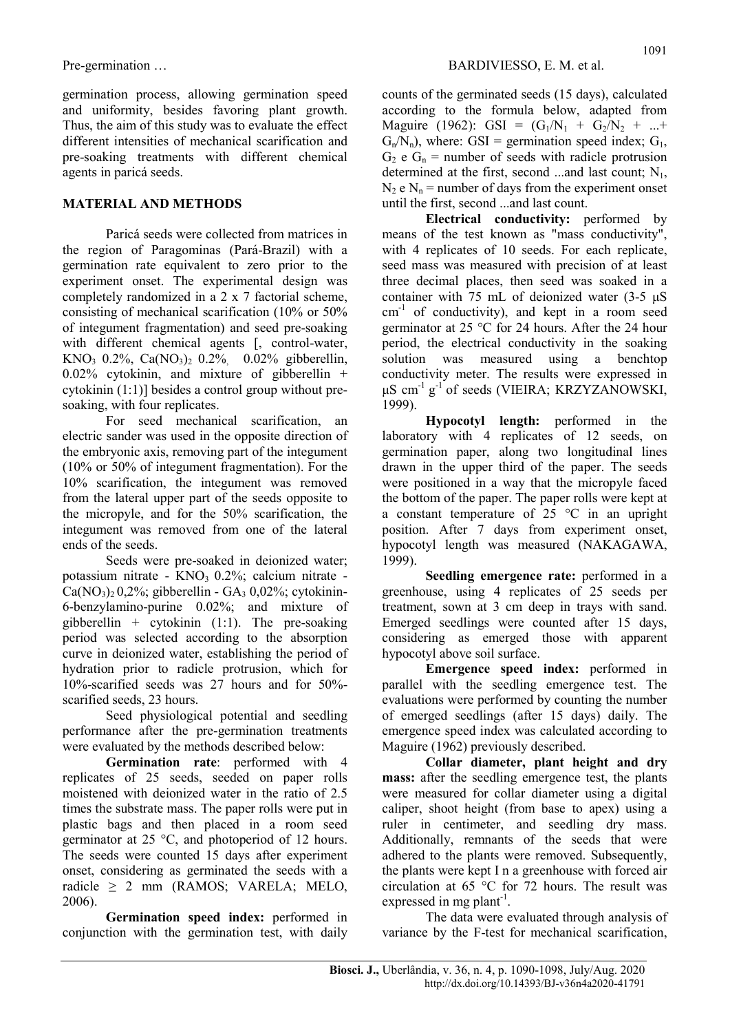germination process, allowing germination speed and uniformity, besides favoring plant growth. Thus, the aim of this study was to evaluate the effect different intensities of mechanical scarification and pre-soaking treatments with different chemical agents in paricá seeds.

## MATERIAL AND METHODS

Paricá seeds were collected from matrices in the region of Paragominas (Pará-Brazil) with a germination rate equivalent to zero prior to the experiment onset. The experimental design was completely randomized in a 2 x 7 factorial scheme, consisting of mechanical scarification (10% or 50% of integument fragmentation) and seed pre-soaking with different chemical agents [, control-water, $KNO_3$ 0.2%, $Ca(NO_3)_2$ 0.2%, 0.02% gibberellin, 0.02% cytokinin, and mixture of gibberellin + cytokinin (1:1)] besides a control group without pre-soaking, with four replicates.

For seed mechanical scarification, an electric sander was used in the opposite direction of the embryonic axis, removing part of the integument (10% or 50% of integument fragmentation). For the 10% scarification, the integument was removed from the lateral upper part of the seeds opposite to the micropyle, and for the 50% scarification, the integument was removed from one of the lateral ends of the seeds.

Seeds were pre-soaked in deionized water; potassium nitrate - $KNO_3$ 0.2%; calcium nitrate - $Ca(NO_3)_2$ 0,2%; gibberellin - $GA_3$ 0,02%; cytokinin-6-benzylamino-purine 0.02%; and mixture of gibberellin + cytokinin (1:1). The pre-soaking period was selected according to the absorption curve in deionized water, establishing the period of hydration prior to radicle protrusion, which for 10%-scarified seeds was 27 hours and for 50%-scarified seeds, 23 hours.

Seed physiological potential and seedling performance after the pre-germination treatments were evaluated by the methods described below:

**Germination rate**: performed with 4 replicates of 25 seeds, seeded on paper rolls moistened with deionized water in the ratio of 2.5 times the substrate mass. The paper rolls were put in plastic bags and then placed in a room seed germinator at 25 °C, and photoperiod of 12 hours. The seeds were counted 15 days after experiment onset, considering as germinated the seeds with a radicle $\geq$ 2 mm (RAMOS; VARELA; MELO, 2006).

**Germination speed index:** performed in conjunction with the germination test, with daily counts of the germinated seeds (15 days), calculated according to the formula below, adapted from Maguire (1962): $GSI = (G_1/N_1 + G_2/N_2 + ... + G_n/N_n)$, where: GSI = germination speed index; $G_1$, $G_2$ e $G_n$ = number of seeds with radicle protrusion determined at the first, second ...and last count; $N_1$, $N_2$ e $N_n$ = number of days from the experiment onset until the first, second ...and last count.

**Electrical conductivity:** performed by means of the test known as "mass conductivity", with 4 replicates of 10 seeds. For each replicate, seed mass was measured with precision of at least three decimal places, then seed was soaked in a container with 75 mL of deionized water (3-5 μS $cm^{-1}$ of conductivity), and kept in a room seed germinator at 25 °C for 24 hours. After the 24 hour period, the electrical conductivity in the soaking solution was measured using a benchtop conductivity meter. The results were expressed in μS $cm^{-1}$ $g^{-1}$ of seeds (VIEIRA; KRZYZANOWSKI, 1999).

**Hypocotyl length:** performed in the laboratory with 4 replicates of 12 seeds, on germination paper, along two longitudinal lines drawn in the upper third of the paper. The seeds were positioned in a way that the micropyle faced the bottom of the paper. The paper rolls were kept at a constant temperature of 25 °C in an upright position. After 7 days from experiment onset, hypocotyl length was measured (NAKAGAWA, 1999).

**Seedling emergence rate:** performed in a greenhouse, using 4 replicates of 25 seeds per treatment, sown at 3 cm deep in trays with sand. Emerged seedlings were counted after 15 days, considering as emerged those with apparent hypocotyl above soil surface.

**Emergence speed index:** performed in parallel with the seedling emergence test. The evaluations were performed by counting the number of emerged seedlings (after 15 days) daily. The emergence speed index was calculated according to Maguire (1962) previously described.

**Collar diameter, plant height and dry mass:** after the seedling emergence test, the plants were measured for collar diameter using a digital caliper, shoot height (from base to apex) using a ruler in centimeter, and seedling dry mass. Additionally, remnants of the seeds that were adhered to the plants were removed. Subsequently, the plants were kept I n a greenhouse with forced air circulation at 65 °C for 72 hours. The result was expressed in mg $plant^{-1}$.

The data were evaluated through analysis of variance by the F-test for mechanical scarification,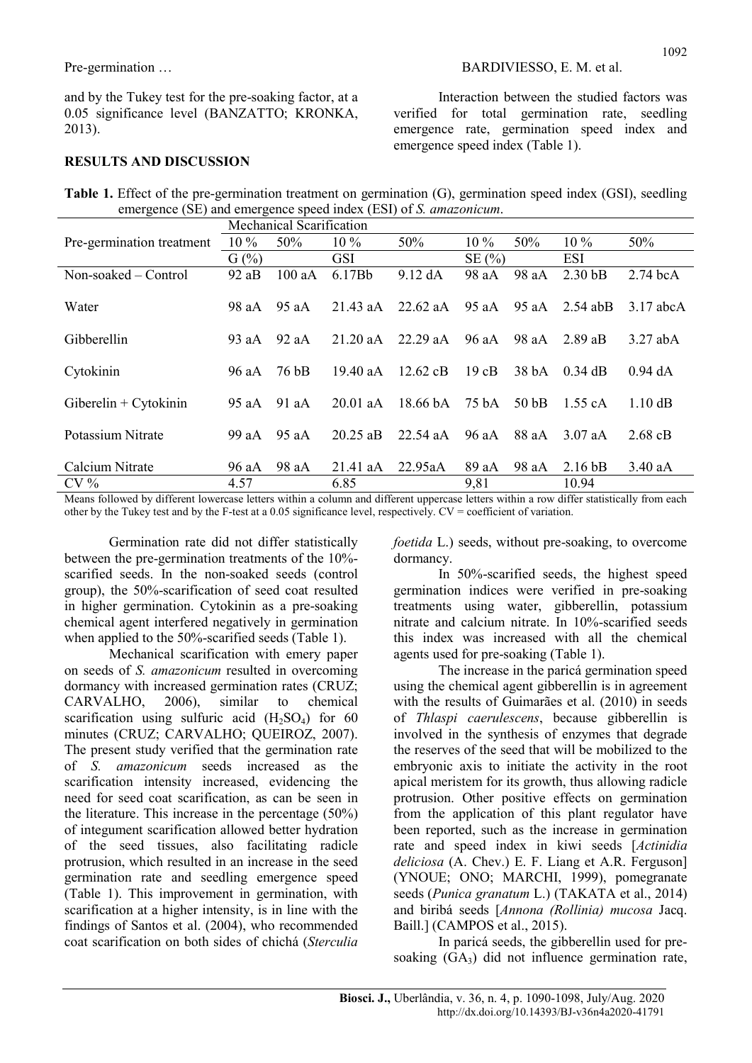and by the Tukey test for the pre-soaking factor, at a 0.05 significance level (BANZATTO; KRONKA, 2013).

## RESULTS AND DISCUSSION

Interaction between the studied factors was verified for total germination rate, seedling emergence rate, germination speed index and emergence speed index (Table 1).

**Table 1.** Effect of the pre-germination treatment on germination (G), germination speed index (GSI), seedling emergence (SE) and emergence speed index (ESI) of *S. amazonicum*.

| Pre-germination treatment | Mechanical Scarification | | | | | | | |
|---|---|---|---|---|---|---|---|---|
| | 10 % | 50% | 10 % | 50% | 10 % | 50% | 10 % | 50% |
| | G (%) | | GSI | | SE (%) | | ESI | |
| Non-soaked – Control | 92 aB | 100 aA | 6.17Bb | 9.12 dA | 98 aA | 98 aA | 2.30 bB | 2.74 bcA |
| Water | 98 aA | 95 aA | 21.43 aA | 22.62 aA | 95 aA | 95 aA | 2.54 abB | 3.17 abcA |
| Gibberellin | 93 aA | 92 aA | 21.20 aA | 22.29 aA | 96 aA | 98 aA | 2.89 aB | 3.27 abA |
| Cytokinin | 96 aA | 76 bB | 19.40 aA | 12.62 cB | 19 cB | 38 bA | 0.34 dB | 0.94 dA |
| Giberelin + Cytokinin | 95 aA | 91 aA | 20.01 aA | 18.66 bA | 75 bA | 50 bB | 1.55 cA | 1.10 dB |
| Potassium Nitrate | 99 aA | 95 aA | 20.25 aB | 22.54 aA | 96 aA | 88 aA | 3.07 aA | 2.68 cB |
| Calcium Nitrate | 96 aA | 98 aA | 21.41 aA | 22.95aA | 89 aA | 98 aA | 2.16 bB | 3.40 aA |
| CV % | 4.57 | | 6.85 | | 9,81 | | 10.94 | |

Means followed by different lowercase letters within a column and different uppercase letters within a row differ statistically from each other by the Tukey test and by the F-test at a 0.05 significance level, respectively. CV = coefficient of variation.

Germination rate did not differ statistically between the pre-germination treatments of the 10%-scarified seeds. In the non-soaked seeds (control group), the 50%-scarification of seed coat resulted in higher germination. Cytokinin as a pre-soaking chemical agent interfered negatively in germination when applied to the 50%-scarified seeds (Table 1).

Mechanical scarification with emery paper on seeds of *S. amazonicum* resulted in overcoming dormancy with increased germination rates (CRUZ; CARVALHO, 2006), similar to chemical scarification using sulfuric acid ($H_2SO_4$) for 60 minutes (CRUZ; CARVALHO; QUEIROZ, 2007). The present study verified that the germination rate of *S. amazonicum* seeds increased as the scarification intensity increased, evidencing the need for seed coat scarification, as can be seen in the literature. This increase in the percentage (50%) of integument scarification allowed better hydration of the seed tissues, also facilitating radicle protrusion, which resulted in an increase in the seed germination rate and seedling emergence speed (Table 1). This improvement in germination, with scarification at a higher intensity, is in line with the findings of Santos et al. (2004), who recommended coat scarification on both sides of chichá (*Sterculia foetida* L.) seeds, without pre-soaking, to overcome dormancy.

In 50%-scarified seeds, the highest speed germination indices were verified in pre-soaking treatments using water, gibberellin, potassium nitrate and calcium nitrate. In 10%-scarified seeds this index was increased with all the chemical agents used for pre-soaking (Table 1).

The increase in the paricá germination speed using the chemical agent gibberellin is in agreement with the results of Guimarães et al. (2010) in seeds of *Thlaspi caerulescens*, because gibberellin is involved in the synthesis of enzymes that degrade the reserves of the seed that will be mobilized to the embryonic axis to initiate the activity in the root apical meristem for its growth, thus allowing radicle protrusion. Other positive effects on germination from the application of this plant regulator have been reported, such as the increase in germination rate and speed index in kiwi seeds [*Actinidia deliciosa* (A. Chev.) E. F. Liang et A.R. Ferguson] (YNOUE; ONO; MARCHI, 1999), pomegranate seeds (*Punica granatum* L.) (TAKATA et al., 2014) and biribá seeds [*Annona (Rollinia) mucosa* Jacq. Baill.] (CAMPOS et al., 2015).

In paricá seeds, the gibberellin used for pre-soaking ($GA_3$) did not influence germination rate,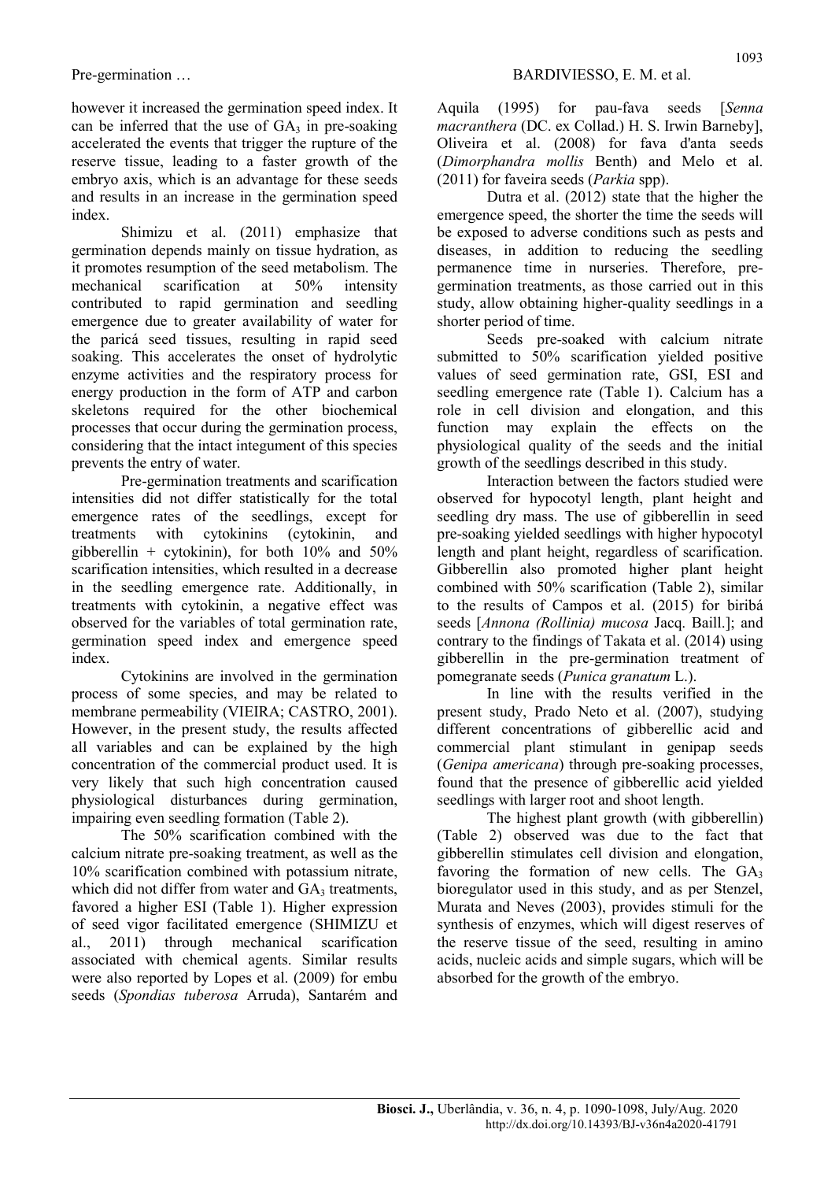however it increased the germination speed index. It can be inferred that the use of $GA_3$ in pre-soaking accelerated the events that trigger the rupture of the reserve tissue, leading to a faster growth of the embryo axis, which is an advantage for these seeds and results in an increase in the germination speed index.

Shimizu et al. (2011) emphasize that germination depends mainly on tissue hydration, as it promotes resumption of the seed metabolism. The mechanical scarification at 50% intensity contributed to rapid germination and seedling emergence due to greater availability of water for the paricá seed tissues, resulting in rapid seed soaking. This accelerates the onset of hydrolytic enzyme activities and the respiratory process for energy production in the form of ATP and carbon skeletons required for the other biochemical processes that occur during the germination process, considering that the intact integument of this species prevents the entry of water.

Pre-germination treatments and scarification intensities did not differ statistically for the total emergence rates of the seedlings, except for treatments with cytokinins (cytokinin, and gibberellin + cytokinin), for both 10% and 50% scarification intensities, which resulted in a decrease in the seedling emergence rate. Additionally, in treatments with cytokinin, a negative effect was observed for the variables of total germination rate, germination speed index and emergence speed index.

Cytokinins are involved in the germination process of some species, and may be related to membrane permeability (VIEIRA; CASTRO, 2001). However, in the present study, the results affected all variables and can be explained by the high concentration of the commercial product used. It is very likely that such high concentration caused physiological disturbances during germination, impairing even seedling formation (Table 2).

The 50% scarification combined with the calcium nitrate pre-soaking treatment, as well as the 10% scarification combined with potassium nitrate, which did not differ from water and $GA_3$ treatments, favored a higher ESI (Table 1). Higher expression of seed vigor facilitated emergence (SHIMIZU et al., 2011) through mechanical scarification associated with chemical agents. Similar results were also reported by Lopes et al. (2009) for embu seeds (*Spondias tuberosa* Arruda), Santarém and Aquila (1995) for pau-fava seeds [*Senna macranthera* (DC. ex Collad.) H. S. Irwin Barneby], Oliveira et al. (2008) for fava d'anta seeds (*Dimorphandra mollis* Benth) and Melo et al. (2011) for faveira seeds (*Parkia* spp).

Dutra et al. (2012) state that the higher the emergence speed, the shorter the time the seeds will be exposed to adverse conditions such as pests and diseases, in addition to reducing the seedling permanence time in nurseries. Therefore, pre-germination treatments, as those carried out in this study, allow obtaining higher-quality seedlings in a shorter period of time.

Seeds pre-soaked with calcium nitrate submitted to 50% scarification yielded positive values of seed germination rate, GSI, ESI and seedling emergence rate (Table 1). Calcium has a role in cell division and elongation, and this function may explain the effects on the physiological quality of the seeds and the initial growth of the seedlings described in this study.

Interaction between the factors studied were observed for hypocotyl length, plant height and seedling dry mass. The use of gibberellin in seed pre-soaking yielded seedlings with higher hypocotyl length and plant height, regardless of scarification. Gibberellin also promoted higher plant height combined with 50% scarification (Table 2), similar to the results of Campos et al. (2015) for biribá seeds [*Annona (Rollinia) mucosa* Jacq. Baill.]; and contrary to the findings of Takata et al. (2014) using gibberellin in the pre-germination treatment of pomegranate seeds (*Punica granatum* L.).

In line with the results verified in the present study, Prado Neto et al. (2007), studying different concentrations of gibberellic acid and commercial plant stimulant in genipap seeds (*Genipa americana*) through pre-soaking processes, found that the presence of gibberellic acid yielded seedlings with larger root and shoot length.

The highest plant growth (with gibberellin) (Table 2) observed was due to the fact that gibberellin stimulates cell division and elongation, favoring the formation of new cells. The $GA_3$ bioregulator used in this study, and as per Stenzel, Murata and Neves (2003), provides stimuli for the synthesis of enzymes, which will digest reserves of the reserve tissue of the seed, resulting in amino acids, nucleic acids and simple sugars, which will be absorbed for the growth of the embryo.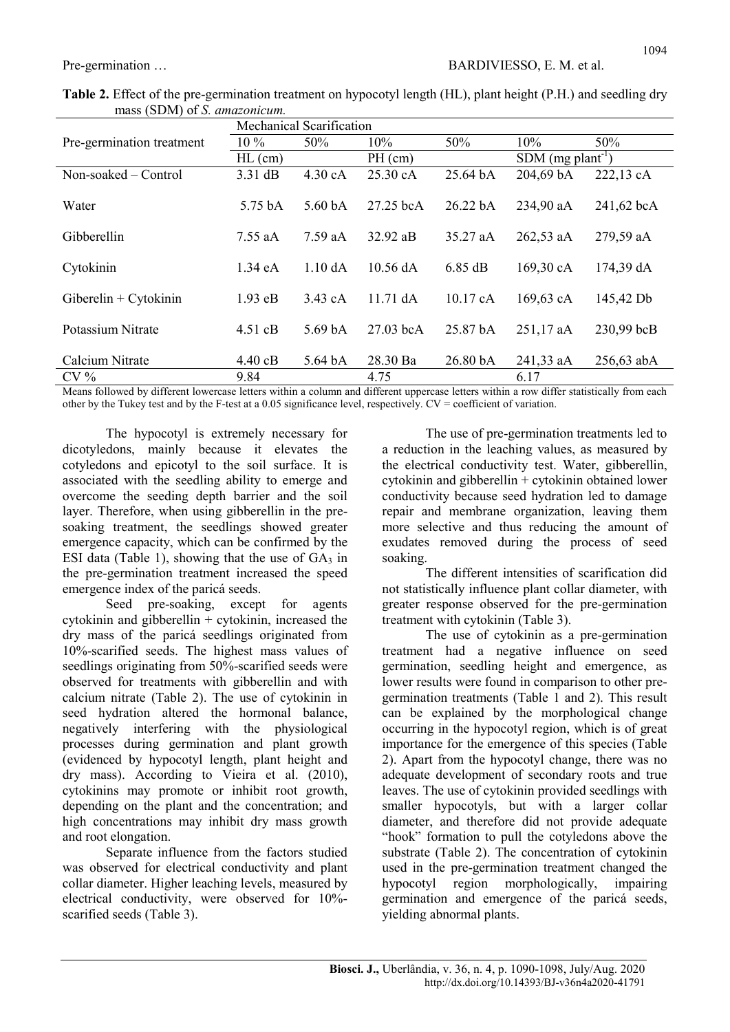**Table 2.** Effect of the pre-germination treatment on hypocotyl length (HL), plant height (P.H.) and seedling dry mass (SDM) of *S. amazonicum.*

| Pre-germination treatment | Mechanical Scarification | | | | | |
|---|---|---|---|---|---|---|
| | 10 % | 50% | 10% | 50% | 10% | 50% |
| | HL (cm) | | PH (cm) | | SDM (mg plant$^{-1}$) | |
| Non-soaked – Control | 3.31 dB | 4.30 cA | 25.30 cA | 25.64 bA | 204,69 bA | 222,13 cA |
| Water | 5.75 bA | 5.60 bA | 27.25 bcA | 26.22 bA | 234,90 aA | 241,62 bcA |
| Gibberellin | 7.55 aA | 7.59 aA | 32.92 aB | 35.27 aA | 262,53 aA | 279,59 aA |
| Cytokinin | 1.34 eA | 1.10 dA | 10.56 dA | 6.85 dB | 169,30 cA | 174,39 dA |
| Giberelin + Cytokinin | 1.93 eB | 3.43 cA | 11.71 dA | 10.17 cA | 169,63 cA | 145,42 Db |
| Potassium Nitrate | 4.51 cB | 5.69 bA | 27.03 bcA | 25.87 bA | 251,17 aA | 230,99 bcB |
| Calcium Nitrate | 4.40 cB | 5.64 bA | 28.30 Ba | 26.80 bA | 241,33 aA | 256,63 abA |
| CV % | 9.84 | | 4.75 | | 6.17 | |

Means followed by different lowercase letters within a column and different uppercase letters within a row differ statistically from each other by the Tukey test and by the F-test at a 0.05 significance level, respectively. CV = coefficient of variation.

The hypocotyl is extremely necessary for dicotyledons, mainly because it elevates the cotyledons and epicotyl to the soil surface. It is associated with the seedling ability to emerge and overcome the seeding depth barrier and the soil layer. Therefore, when using gibberellin in the pre-soaking treatment, the seedlings showed greater emergence capacity, which can be confirmed by the ESI data (Table 1), showing that the use of $GA_3$ in the pre-germination treatment increased the speed emergence index of the paricá seeds.

Seed pre-soaking, except for agents cytokinin and gibberellin + cytokinin, increased the dry mass of the paricá seedlings originated from 10%-scarified seeds. The highest mass values of seedlings originating from 50%-scarified seeds were observed for treatments with gibberellin and with calcium nitrate (Table 2). The use of cytokinin in seed hydration altered the hormonal balance, negatively interfering with the physiological processes during germination and plant growth (evidenced by hypocotyl length, plant height and dry mass). According to Vieira et al. (2010), cytokinins may promote or inhibit root growth, depending on the plant and the concentration; and high concentrations may inhibit dry mass growth and root elongation.

Separate influence from the factors studied was observed for electrical conductivity and plant collar diameter. Higher leaching levels, measured by electrical conductivity, were observed for 10%-scarified seeds (Table 3).

The use of pre-germination treatments led to a reduction in the leaching values, as measured by the electrical conductivity test. Water, gibberellin, cytokinin and gibberellin + cytokinin obtained lower conductivity because seed hydration led to damage repair and membrane organization, leaving them more selective and thus reducing the amount of exudates removed during the process of seed soaking.

The different intensities of scarification did not statistically influence plant collar diameter, with greater response observed for the pre-germination treatment with cytokinin (Table 3).

The use of cytokinin as a pre-germination treatment had a negative influence on seed germination, seedling height and emergence, as lower results were found in comparison to other pre-germination treatments (Table 1 and 2). This result can be explained by the morphological change occurring in the hypocotyl region, which is of great importance for the emergence of this species (Table 2). Apart from the hypocotyl change, there was no adequate development of secondary roots and true leaves. The use of cytokinin provided seedlings with smaller hypocotyls, but with a larger collar diameter, and therefore did not provide adequate "hook" formation to pull the cotyledons above the substrate (Table 2). The concentration of cytokinin used in the pre-germination treatment changed the hypocotyl region morphologically, impairing germination and emergence of the paricá seeds, yielding abnormal plants.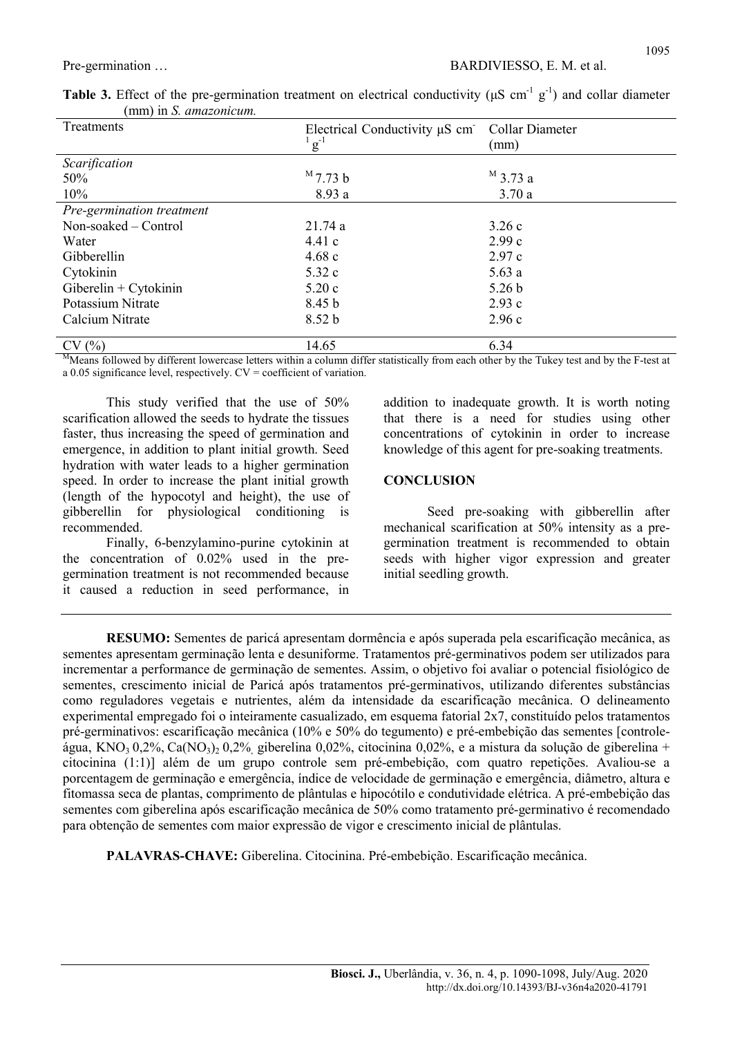**Table 3.** Effect of the pre-germination treatment on electrical conductivity (μS $cm^{-1}$ $g^{-1}$) and collar diameter (mm) in *S. amazonicum.*

| Treatments | Electrical Conductivity μS $cm^{-1}$ $g^{-1}$ | Collar Diameter (mm) |
|---|---|---|
| *Scarification* | | |
| 50% | [M] 7.73 b | [M] 3.73 a |
| 10% | 8.93 a | 3.70 a |
| *Pre-germination treatment* | | |
| Non-soaked – Control | 21.74 a | 3.26 c |
| Water | 4.41 c | 2.99 c |
| Gibberellin | 4.68 c | 2.97 c |
| Cytokinin | 5.32 c | 5.63 a |
| Giberelin + Cytokinin | 5.20 c | 5.26 b |
| Potassium Nitrate | 8.45 b | 2.93 c |
| Calcium Nitrate | 8.52 b | 2.96 c |
| CV (%) | 14.65 | 6.34 |

[M]Means followed by different lowercase letters within a column differ statistically from each other by the Tukey test and by the F-test at a 0.05 significance level, respectively. CV = coefficient of variation.

This study verified that the use of 50% scarification allowed the seeds to hydrate the tissues faster, thus increasing the speed of germination and emergence, in addition to plant initial growth. Seed hydration with water leads to a higher germination speed. In order to increase the plant initial growth (length of the hypocotyl and height), the use of gibberellin for physiological conditioning is recommended.

Finally, 6-benzylamino-purine cytokinin at the concentration of 0.02% used in the pre-germination treatment is not recommended because it caused a reduction in seed performance, in addition to inadequate growth. It is worth noting that there is a need for studies using other concentrations of cytokinin in order to increase knowledge of this agent for pre-soaking treatments.

## CONCLUSION

Seed pre-soaking with gibberellin after mechanical scarification at 50% intensity as a pre-germination treatment is recommended to obtain seeds with higher vigor expression and greater initial seedling growth.

**RESUMO:** Sementes de paricá apresentam dormência e após superada pela escarificação mecânica, as sementes apresentam germinação lenta e desuniforme. Tratamentos pré-germinativos podem ser utilizados para incrementar a performance de germinação de sementes. Assim, o objetivo foi avaliar o potencial fisiológico de sementes, crescimento inicial de Paricá após tratamentos pré-germinativos, utilizando diferentes substâncias como reguladores vegetais e nutrientes, além da intensidade da escarificação mecânica. O delineamento experimental empregado foi o inteiramente casualizado, em esquema fatorial 2x7, constituído pelos tratamentos pré-germinativos: escarificação mecânica (10% e 50% do tegumento) e pré-embebição das sementes [controle-água, $KNO_3$ 0,2%, $Ca(NO_3)_2$ 0,2%, giberelina 0,02%, citocinina 0,02%, e a mistura da solução de giberelina + citocinina (1:1)] além de um grupo controle sem pré-embebição, com quatro repetições. Avaliou-se a porcentagem de germinação e emergência, índice de velocidade de germinação e emergência, diâmetro, altura e fitomassa seca de plantas, comprimento de plântulas e hipocótilo e condutividade elétrica. A pré-embebição das sementes com giberelina após escarificação mecânica de 50% como tratamento pré-germinativo é recomendado para obtenção de sementes com maior expressão de vigor e crescimento inicial de plântulas.

**PALAVRAS-CHAVE:** Giberelina. Citocinina. Pré-embebição. Escarificação mecânica.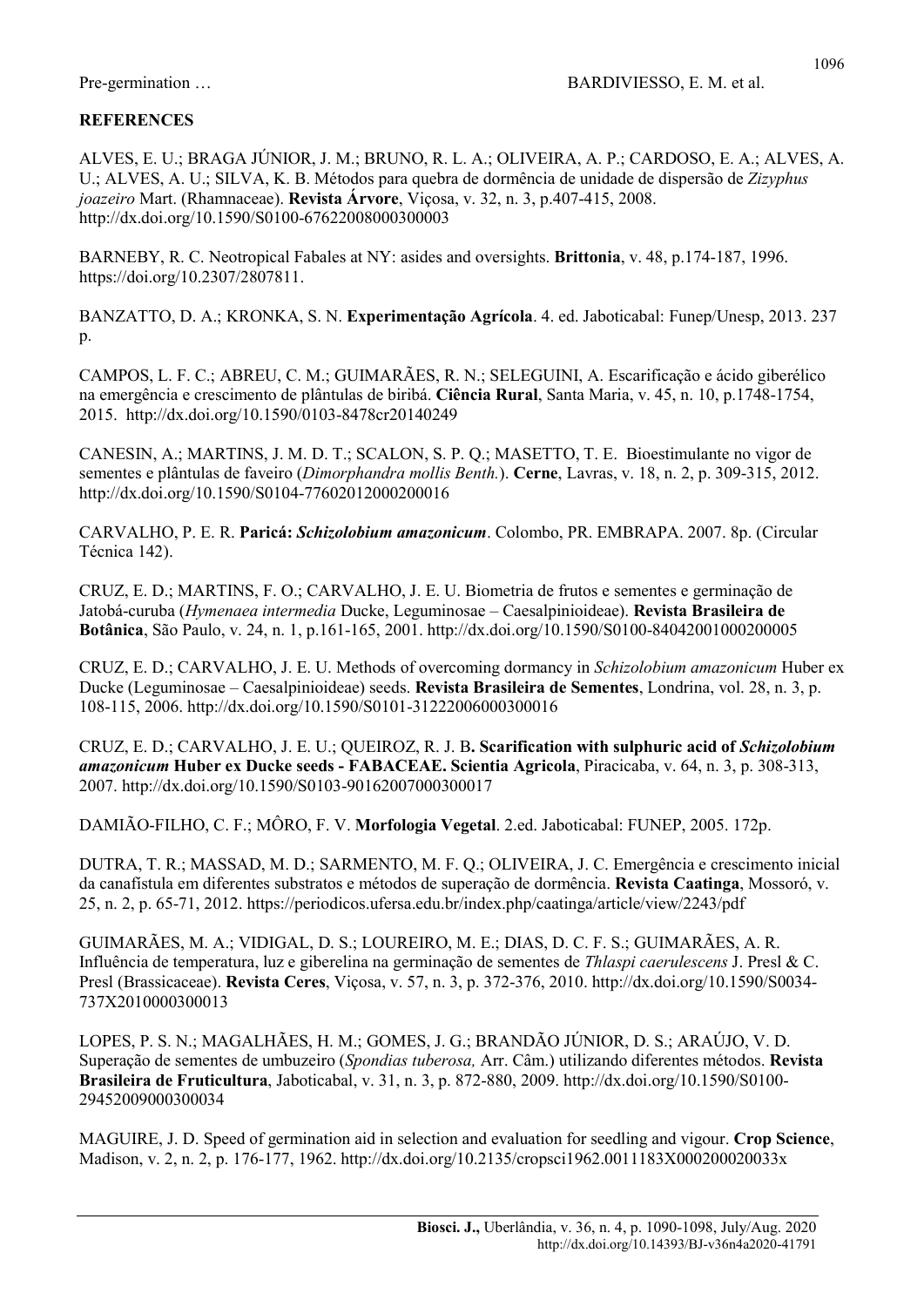**REFERENCES**

ALVES, E. U.; BRAGA JÚNIOR, J. M.; BRUNO, R. L. A.; OLIVEIRA, A. P.; CARDOSO, E. A.; ALVES, A. U.; ALVES, A. U.; SILVA, K. B. Métodos para quebra de dormência de unidade de dispersão de *Zizyphus joazeiro* Mart. (Rhamnaceae). **Revista Árvore**, Viçosa, v. 32, n. 3, p.407-415, 2008. http://dx.doi.org/10.1590/S0100-67622008000300003

BARNEBY, R. C. Neotropical Fabales at NY: asides and oversights. **Brittonia**, v. 48, p.174-187, 1996. https://doi.org/10.2307/2807811.

BANZATTO, D. A.; KRONKA, S. N. **Experimentação Agrícola**. 4. ed. Jaboticabal: Funep/Unesp, 2013. 237 p.

CAMPOS, L. F. C.; ABREU, C. M.; GUIMARÃES, R. N.; SELEGUINI, A. Escarificação e ácido giberélico na emergência e crescimento de plântulas de biribá. **Ciência Rural**, Santa Maria, v. 45, n. 10, p.1748-1754, 2015. http://dx.doi.org/10.1590/0103-8478cr20140249

CANESIN, A.; MARTINS, J. M. D. T.; SCALON, S. P. Q.; MASETTO, T. E. Bioestimulante no vigor de sementes e plântulas de faveiro (*Dimorphandra mollis Benth.*). **Cerne**, Lavras, v. 18, n. 2, p. 309-315, 2012. http://dx.doi.org/10.1590/S0104-77602012000200016

CARVALHO, P. E. R. **Paricá:** ***Schizolobium amazonicum***. Colombo, PR. EMBRAPA. 2007. 8p. (Circular Técnica 142).

CRUZ, E. D.; MARTINS, F. O.; CARVALHO, J. E. U. Biometria de frutos e sementes e germinação de Jatobá-curuba (*Hymenaea intermedia* Ducke, Leguminosae – Caesalpinioideae). **Revista Brasileira de Botânica**, São Paulo, v. 24, n. 1, p.161-165, 2001. http://dx.doi.org/10.1590/S0100-84042001000200005

CRUZ, E. D.; CARVALHO, J. E. U. Methods of overcoming dormancy in *Schizolobium amazonicum* Huber ex Ducke (Leguminosae – Caesalpinioideae) seeds. **Revista Brasileira de Sementes**, Londrina, vol. 28, n. 3, p. 108-115, 2006. http://dx.doi.org/10.1590/S0101-31222006000300016

CRUZ, E. D.; CARVALHO, J. E. U.; QUEIROZ, R. J. B**. Scarification with sulphuric acid of *Schizolobium amazonicum* Huber ex Ducke seeds - FABACEAE. Scientia Agricola**, Piracicaba, v. 64, n. 3, p. 308-313, 2007. http://dx.doi.org/10.1590/S0103-90162007000300017

DAMIÃO-FILHO, C. F.; MÔRO, F. V. **Morfologia Vegetal**. 2.ed. Jaboticabal: FUNEP, 2005. 172p.

DUTRA, T. R.; MASSAD, M. D.; SARMENTO, M. F. Q.; OLIVEIRA, J. C. Emergência e crescimento inicial da canafístula em diferentes substratos e métodos de superação de dormência. **Revista Caatinga**, Mossoró, v. 25, n. 2, p. 65-71, 2012. https://periodicos.ufersa.edu.br/index.php/caatinga/article/view/2243/pdf

GUIMARÃES, M. A.; VIDIGAL, D. S.; LOUREIRO, M. E.; DIAS, D. C. F. S.; GUIMARÃES, A. R. Influência de temperatura, luz e giberelina na germinação de sementes de *Thlaspi caerulescens* J. Presl & C. Presl (Brassicaceae). **Revista Ceres**, Viçosa, v. 57, n. 3, p. 372-376, 2010. http://dx.doi.org/10.1590/S0034-737X2010000300013

LOPES, P. S. N.; MAGALHÃES, H. M.; GOMES, J. G.; BRANDÃO JÚNIOR, D. S.; ARAÚJO, V. D. Superação de sementes de umbuzeiro (*Spondias tuberosa,* Arr. Câm.) utilizando diferentes métodos. **Revista Brasileira de Fruticultura**, Jaboticabal, v. 31, n. 3, p. 872-880, 2009. http://dx.doi.org/10.1590/S0100-29452009000300034

MAGUIRE, J. D. Speed of germination aid in selection and evaluation for seedling and vigour. **Crop Science**, Madison, v. 2, n. 2, p. 176-177, 1962. http://dx.doi.org/10.2135/cropsci1962.0011183X000200020033x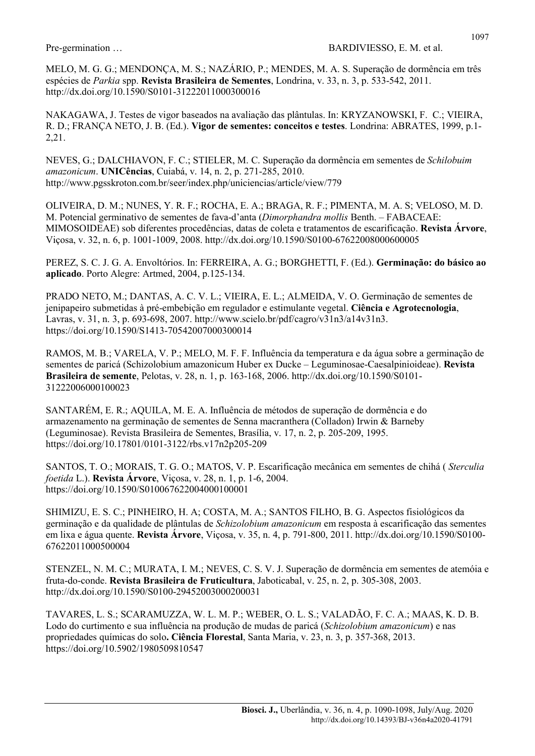MELO, M. G. G.; MENDONÇA, M. S.; NAZÁRIO, P.; MENDES, M. A. S. Superação de dormência em três espécies de *Parkia* spp. **Revista Brasileira de Sementes**, Londrina, v. 33, n. 3, p. 533-542, 2011. http://dx.doi.org/10.1590/S0101-31222011000300016

NAKAGAWA, J. Testes de vigor baseados na avaliação das plântulas. In: KRYZANOWSKI, F. C.; VIEIRA, R. D.; FRANÇA NETO, J. B. (Ed.). **Vigor de sementes: conceitos e testes**. Londrina: ABRATES, 1999, p.1-2,21.

NEVES, G.; DALCHIAVON, F. C.; STIELER, M. C. Superação da dormência em sementes de *Schilobuim amazonicum*. **UNICências**, Cuiabá, v. 14, n. 2, p. 271-285, 2010. http://www.pgsskroton.com.br/seer/index.php/uniciencias/article/view/779

OLIVEIRA, D. M.; NUNES, Y. R. F.; ROCHA, E. A.; BRAGA, R. F.; PIMENTA, M. A. S; VELOSO, M. D. M. Potencial germinativo de sementes de fava-d'anta (*Dimorphandra mollis* Benth. – FABACEAE: MIMOSOIDEAE) sob diferentes procedências, datas de coleta e tratamentos de escarificação. **Revista Árvore**, Viçosa, v. 32, n. 6, p. 1001-1009, 2008. http://dx.doi.org/10.1590/S0100-67622008000600005

PEREZ, S. C. J. G. A. Envoltórios. In: FERREIRA, A. G.; BORGHETTI, F. (Ed.). **Germinação: do básico ao aplicado**. Porto Alegre: Artmed, 2004, p.125-134.

PRADO NETO, M.; DANTAS, A. C. V. L.; VIEIRA, E. L.; ALMEIDA, V. O. Germinação de sementes de jenipapeiro submetidas à pré-embebição em regulador e estimulante vegetal. **Ciência e Agrotecnologia**, Lavras, v. 31, n. 3, p. 693-698, 2007. http://www.scielo.br/pdf/cagro/v31n3/a14v31n3. https://doi.org/10.1590/S1413-70542007000300014

RAMOS, M. B.; VARELA, V. P.; MELO, M. F. F. Influência da temperatura e da água sobre a germinação de sementes de paricá (Schizolobium amazonicum Huber ex Ducke – Leguminosae-Caesalpinioideae). **Revista Brasileira de semente**, Pelotas, v. 28, n. 1, p. 163-168, 2006. http://dx.doi.org/10.1590/S0101-31222006000100023

SANTARÉM, E. R.; AQUILA, M. E. A. Influência de métodos de superação de dormência e do armazenamento na germinação de sementes de Senna macranthera (Colladon) Irwin & Barneby (Leguminosae). Revista Brasileira de Sementes, Brasília, v. 17, n. 2, p. 205-209, 1995. https://doi.org/10.17801/0101-3122/rbs.v17n2p205-209

SANTOS, T. O.; MORAIS, T. G. O.; MATOS, V. P. Escarificação mecânica em sementes de chihá ( *Sterculia foetida* L.). **Revista Árvore**, Viçosa, v. 28, n. 1, p. 1-6, 2004. https://doi.org/10.1590/S010067622004000100001

SHIMIZU, E. S. C.; PINHEIRO, H. A; COSTA, M. A.; SANTOS FILHO, B. G. Aspectos fisiológicos da germinação e da qualidade de plântulas de *Schizolobium amazonicum* em resposta à escarificação das sementes em lixa e água quente. **Revista Árvore**, Viçosa, v. 35, n. 4, p. 791-800, 2011. http://dx.doi.org/10.1590/S0100-67622011000500004

STENZEL, N. M. C.; MURATA, I. M.; NEVES, C. S. V. J. Superação de dormência em sementes de atemóia e fruta-do-conde. **Revista Brasileira de Fruticultura**, Jaboticabal, v. 25, n. 2, p. 305-308, 2003. http://dx.doi.org/10.1590/S0100-29452003000200031

TAVARES, L. S.; SCARAMUZZA, W. L. M. P.; WEBER, O. L. S.; VALADÃO, F. C. A.; MAAS, K. D. B. Lodo do curtimento e sua influência na produção de mudas de paricá (*Schizolobium amazonicum*) e nas propriedades químicas do solo**. Ciência Florestal**, Santa Maria, v. 23, n. 3, p. 357-368, 2013. https://doi.org/10.5902/1980509810547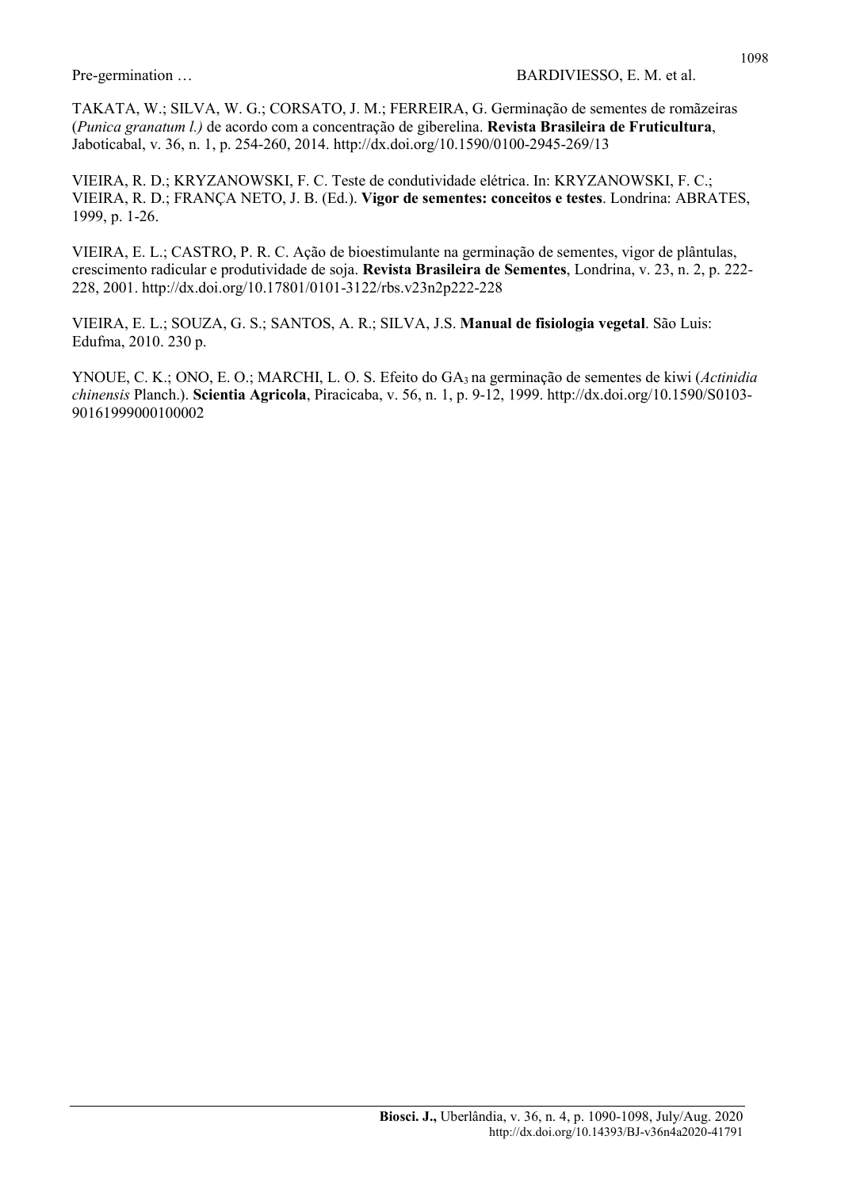TAKATA, W.; SILVA, W. G.; CORSATO, J. M.; FERREIRA, G. Germinação de sementes de romãzeiras (*Punica granatum l.)* de acordo com a concentração de giberelina. **Revista Brasileira de Fruticultura**, Jaboticabal, v. 36, n. 1, p. 254-260, 2014. http://dx.doi.org/10.1590/0100-2945-269/13

VIEIRA, R. D.; KRYZANOWSKI, F. C. Teste de condutividade elétrica. In: KRYZANOWSKI, F. C.; VIEIRA, R. D.; FRANÇA NETO, J. B. (Ed.). **Vigor de sementes: conceitos e testes**. Londrina: ABRATES, 1999, p. 1-26.

VIEIRA, E. L.; CASTRO, P. R. C. Ação de bioestimulante na germinação de sementes, vigor de plântulas, crescimento radicular e produtividade de soja. **Revista Brasileira de Sementes**, Londrina, v. 23, n. 2, p. 222-228, 2001. http://dx.doi.org/10.17801/0101-3122/rbs.v23n2p222-228

VIEIRA, E. L.; SOUZA, G. S.; SANTOS, A. R.; SILVA, J.S. **Manual de fisiologia vegetal**. São Luis: Edufma, 2010. 230 p.

YNOUE, C. K.; ONO, E. O.; MARCHI, L. O. S. Efeito do $GA_3$ na germinação de sementes de kiwi (*Actinidia chinensis* Planch.). **Scientia Agricola**, Piracicaba, v. 56, n. 1, p. 9-12, 1999. http://dx.doi.org/10.1590/S0103-90161999000100002